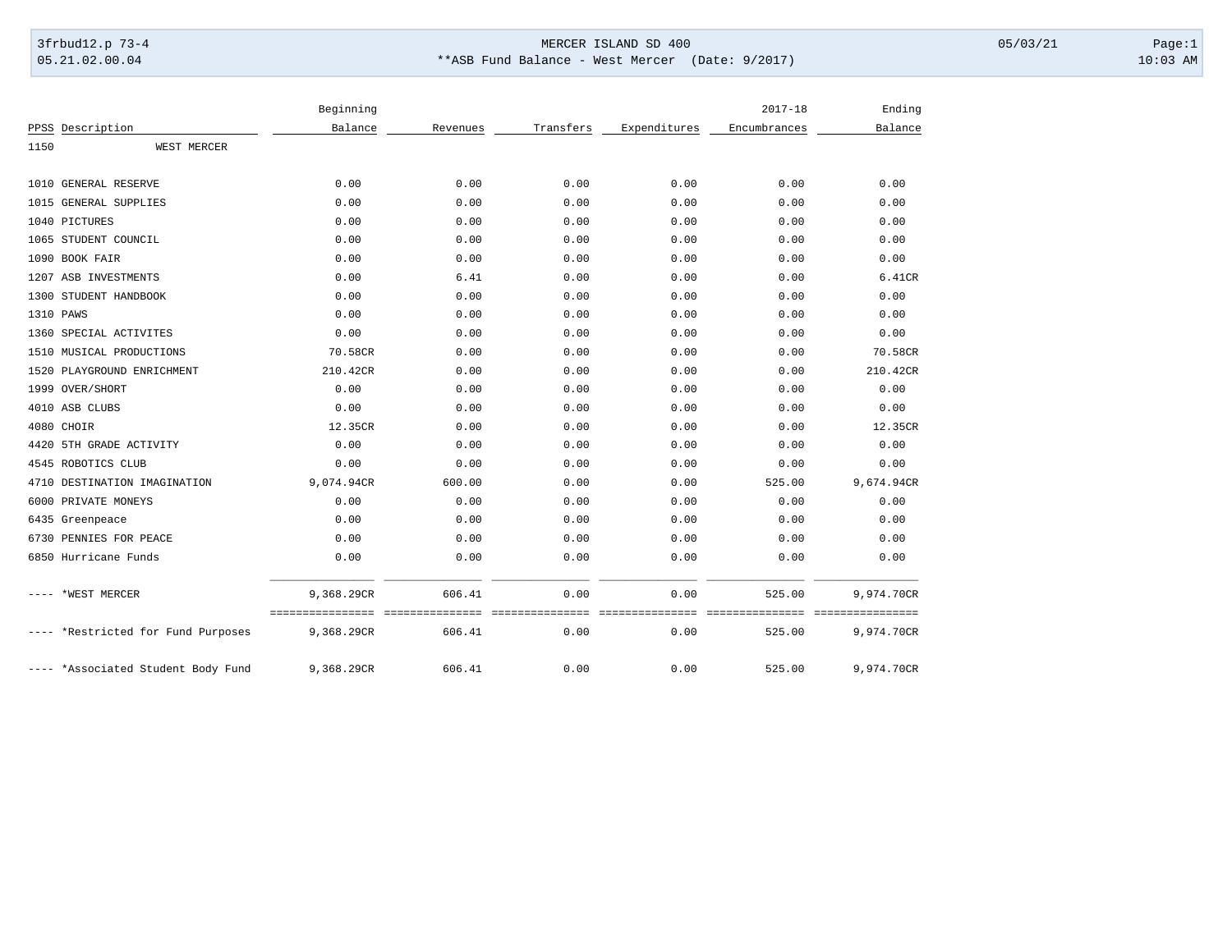3frbud12.p 73-4 MERCER ISLAND SD 400 05/03/21
05.21.02.00.04 **ASB Fund Balance - West Mercer (Date: 9/2017) 10:03 AM

| PPSS | Description | Beginning Balance | Revenues | Transfers | Expenditures | 2017-18 Encumbrances | Ending Balance |
|---|---|---|---|---|---|---|---|
| 1150 | WEST MERCER | | | | | | |
| 1010 | GENERAL RESERVE | 0.00 | 0.00 | 0.00 | 0.00 | 0.00 | 0.00 |
| 1015 | GENERAL SUPPLIES | 0.00 | 0.00 | 0.00 | 0.00 | 0.00 | 0.00 |
| 1040 | PICTURES | 0.00 | 0.00 | 0.00 | 0.00 | 0.00 | 0.00 |
| 1065 | STUDENT COUNCIL | 0.00 | 0.00 | 0.00 | 0.00 | 0.00 | 0.00 |
| 1090 | BOOK FAIR | 0.00 | 0.00 | 0.00 | 0.00 | 0.00 | 0.00 |
| 1207 | ASB INVESTMENTS | 0.00 | 6.41 | 0.00 | 0.00 | 0.00 | 6.41CR |
| 1300 | STUDENT HANDBOOK | 0.00 | 0.00 | 0.00 | 0.00 | 0.00 | 0.00 |
| 1310 | PAWS | 0.00 | 0.00 | 0.00 | 0.00 | 0.00 | 0.00 |
| 1360 | SPECIAL ACTIVITES | 0.00 | 0.00 | 0.00 | 0.00 | 0.00 | 0.00 |
| 1510 | MUSICAL PRODUCTIONS | 70.58CR | 0.00 | 0.00 | 0.00 | 0.00 | 70.58CR |
| 1520 | PLAYGROUND ENRICHMENT | 210.42CR | 0.00 | 0.00 | 0.00 | 0.00 | 210.42CR |
| 1999 | OVER/SHORT | 0.00 | 0.00 | 0.00 | 0.00 | 0.00 | 0.00 |
| 4010 | ASB CLUBS | 0.00 | 0.00 | 0.00 | 0.00 | 0.00 | 0.00 |
| 4080 | CHOIR | 12.35CR | 0.00 | 0.00 | 0.00 | 0.00 | 12.35CR |
| 4420 | 5TH GRADE ACTIVITY | 0.00 | 0.00 | 0.00 | 0.00 | 0.00 | 0.00 |
| 4545 | ROBOTICS CLUB | 0.00 | 0.00 | 0.00 | 0.00 | 0.00 | 0.00 |
| 4710 | DESTINATION IMAGINATION | 9,074.94CR | 600.00 | 0.00 | 0.00 | 525.00 | 9,674.94CR |
| 6000 | PRIVATE MONEYS | 0.00 | 0.00 | 0.00 | 0.00 | 0.00 | 0.00 |
| 6435 | Greenpeace | 0.00 | 0.00 | 0.00 | 0.00 | 0.00 | 0.00 |
| 6730 | PENNIES FOR PEACE | 0.00 | 0.00 | 0.00 | 0.00 | 0.00 | 0.00 |
| 6850 | Hurricane Funds | 0.00 | 0.00 | 0.00 | 0.00 | 0.00 | 0.00 |
| ---- | *WEST MERCER | 9,368.29CR | 606.41 | 0.00 | 0.00 | 525.00 | 9,974.70CR |
| ---- | *Restricted for Fund Purposes | 9,368.29CR | 606.41 | 0.00 | 0.00 | 525.00 | 9,974.70CR |
| ---- | *Associated Student Body Fund | 9,368.29CR | 606.41 | 0.00 | 0.00 | 525.00 | 9,974.70CR |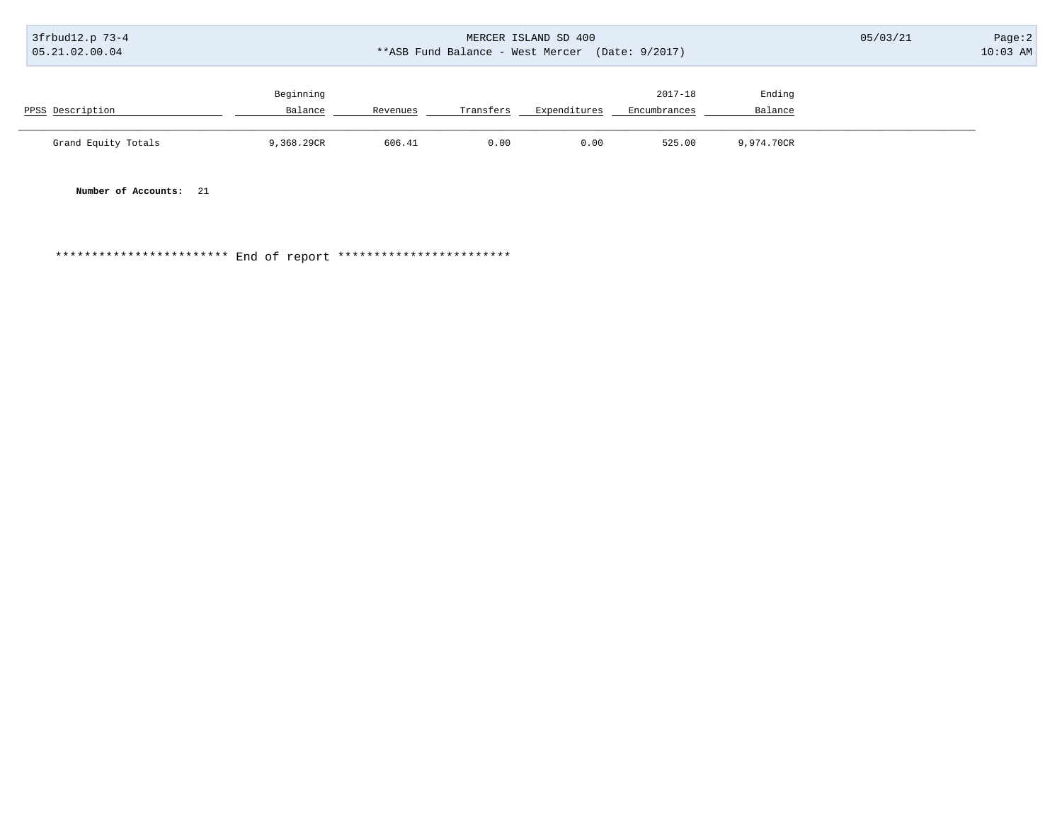| PPSS | Description | Beginning Balance | Revenues | Transfers | Expenditures | 2017-18 Encumbrances | Ending Balance |
|---|---|---|---|---|---|---|---|
| | Grand Equity Totals | 9,368.29CR | 606.41 | 0.00 | 0.00 | 525.00 | 9,974.70CR |

**Number of Accounts:** 21

************************ End of report ************************